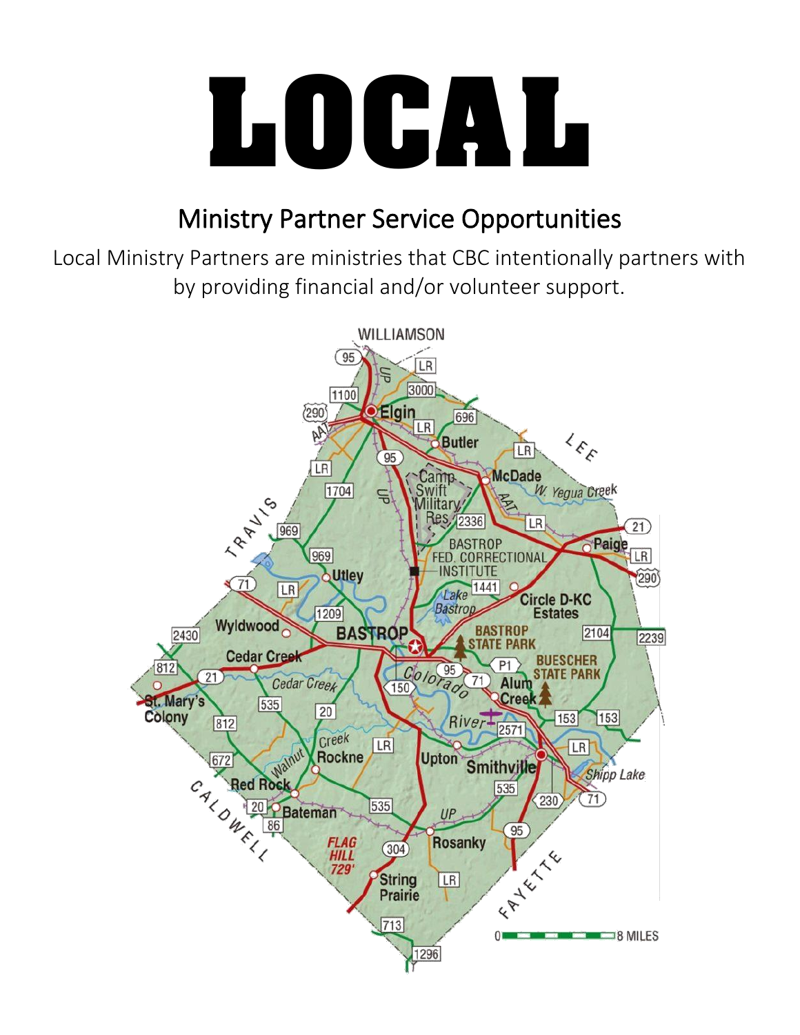# LOCAL

## Ministry Partner Service Opportunities

Local Ministry Partners are ministries that CBC intentionally partners with by providing financial and/or volunteer support.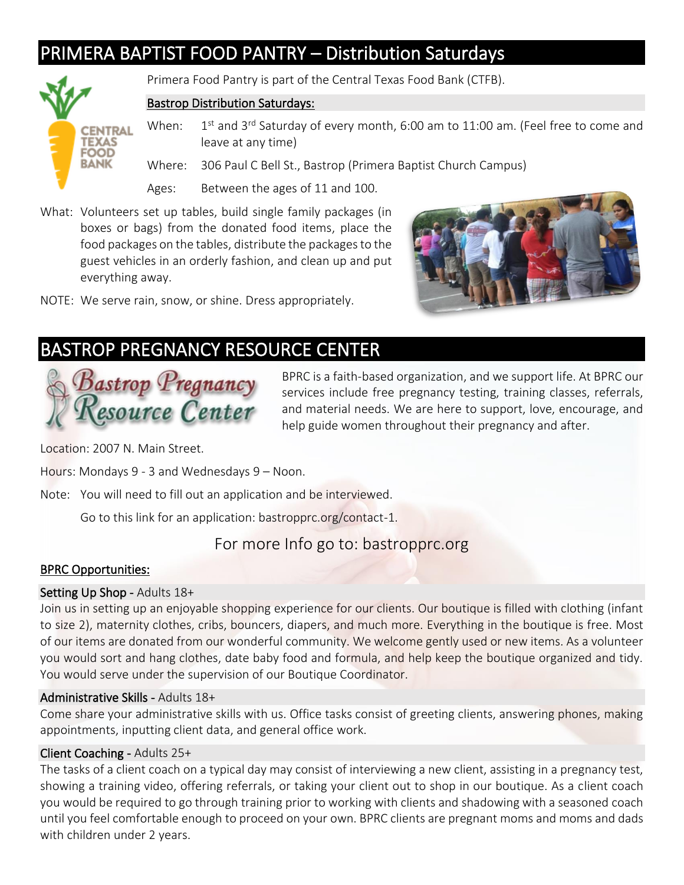## PRIMERA BAPTIST FOOD PANTRY – Distribution Saturdays

Primera Food Pantry is part of the Central Texas Food Bank (CTFB).

**Bastrop Distribution Saturdays:**

When: 1st and 3rd Saturday of every month, 6:00 am to 11:00 am. (Feel free to come and leave at any time)

Where: 306 Paul C Bell St., Bastrop (Primera Baptist Church Campus)

Ages: Between the ages of 11 and 100.

What: Volunteers set up tables, build single family packages (in boxes or bags) from the donated food items, place the food packages on the tables, distribute the packages to the guest vehicles in an orderly fashion, and clean up and put everything away.

NOTE: We serve rain, snow, or shine. Dress appropriately.

## BASTROP PREGNANCY RESOURCE CENTER

BPRC is a faith-based organization, and we support life. At BPRC our services include free pregnancy testing, training classes, referrals, and material needs. We are here to support, love, encourage, and help guide women throughout their pregnancy and after.

Location: 2007 N. Main Street.

Hours: Mondays 9 - 3 and Wednesdays 9 – Noon.

Note: You will need to fill out an application and be interviewed.

Go to this link for an application: bastropprc.org/contact-1.

For more Info go to: bastropprc.org

**BPRC Opportunities:**

**Setting Up Shop** - Adults 18+

Join us in setting up an enjoyable shopping experience for our clients. Our boutique is filled with clothing (infant to size 2), maternity clothes, cribs, bouncers, diapers, and much more. Everything in the boutique is free. Most of our items are donated from our wonderful community. We welcome gently used or new items. As a volunteer you would sort and hang clothes, date baby food and formula, and help keep the boutique organized and tidy. You would serve under the supervision of our Boutique Coordinator.

**Administrative Skills** - Adults 18+

Come share your administrative skills with us. Office tasks consist of greeting clients, answering phones, making appointments, inputting client data, and general office work.

**Client Coaching** - Adults 25+

The tasks of a client coach on a typical day may consist of interviewing a new client, assisting in a pregnancy test, showing a training video, offering referrals, or taking your client out to shop in our boutique. As a client coach you would be required to go through training prior to working with clients and shadowing with a seasoned coach until you feel comfortable enough to proceed on your own. BPRC clients are pregnant moms and moms and dads with children under 2 years.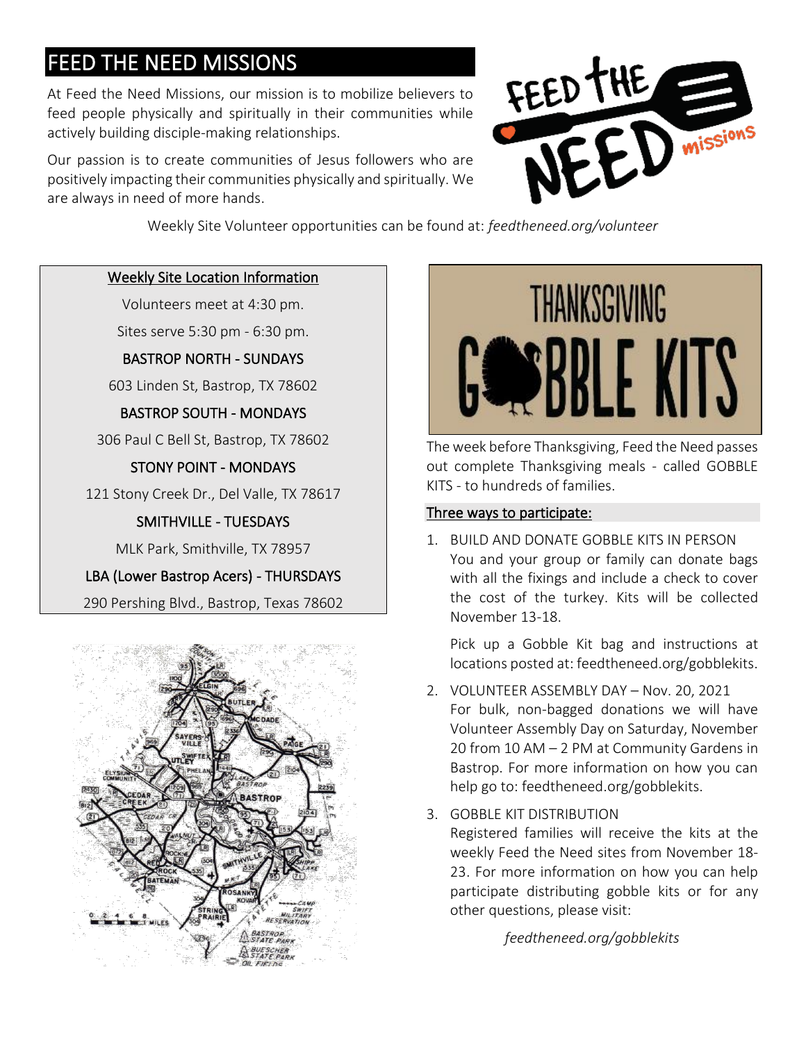# FEED THE NEED MISSIONS

At Feed the Need Missions, our mission is to mobilize believers to feed people physically and spiritually in their communities while actively building disciple-making relationships.

Our passion is to create communities of Jesus followers who are positively impacting their communities physically and spiritually. We are always in need of more hands.

Weekly Site Volunteer opportunities can be found at: *feedtheneed.org/volunteer*

## Weekly Site Location Information

Volunteers meet at 4:30 pm.

Sites serve 5:30 pm - 6:30 pm.

**BASTROP NORTH - SUNDAYS**

603 Linden St, Bastrop, TX 78602

**BASTROP SOUTH - MONDAYS**

306 Paul C Bell St, Bastrop, TX 78602

**STONY POINT - MONDAYS**

121 Stony Creek Dr., Del Valle, TX 78617

**SMITHVILLE - TUESDAYS**

MLK Park, Smithville, TX 78957

**LBA (Lower Bastrop Acers) - THURSDAYS**

290 Pershing Blvd., Bastrop, Texas 78602

## THANKSGIVING GOBBLE KITS

The week before Thanksgiving, Feed the Need passes out complete Thanksgiving meals - called GOBBLE KITS - to hundreds of families.

### Three ways to participate:

1. BUILD AND DONATE GOBBLE KITS IN PERSON
   You and your group or family can donate bags with all the fixings and include a check to cover the cost of the turkey. Kits will be collected November 13-18.

   Pick up a Gobble Kit bag and instructions at locations posted at: feedtheneed.org/gobblekits.

2. VOLUNTEER ASSEMBLY DAY – Nov. 20, 2021
   For bulk, non-bagged donations we will have Volunteer Assembly Day on Saturday, November 20 from 10 AM – 2 PM at Community Gardens in Bastrop. For more information on how you can help go to: feedtheneed.org/gobblekits.

3. GOBBLE KIT DISTRIBUTION
   Registered families will receive the kits at the weekly Feed the Need sites from November 18-23. For more information on how you can help participate distributing gobble kits or for any other questions, please visit:

   *feedtheneed.org/gobblekits*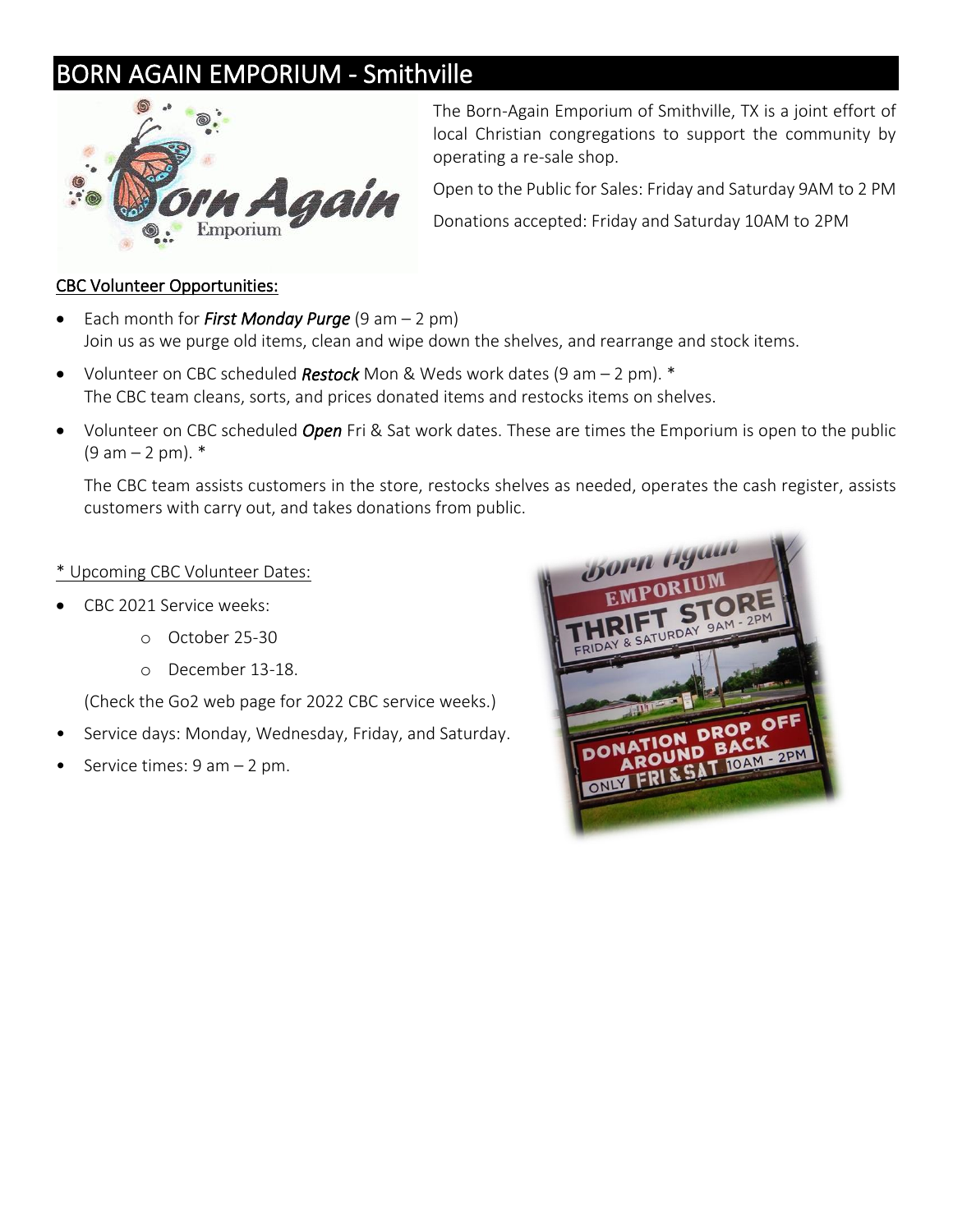# BORN AGAIN EMPORIUM - Smithville

The Born-Again Emporium of Smithville, TX is a joint effort of local Christian congregations to support the community by operating a re-sale shop.

Open to the Public for Sales: Friday and Saturday 9AM to 2 PM

Donations accepted: Friday and Saturday 10AM to 2PM

<u>CBC Volunteer Opportunities:</u>

- Each month for ***First Monday Purge*** (9 am – 2 pm)
  Join us as we purge old items, clean and wipe down the shelves, and rearrange and stock items.
- Volunteer on CBC scheduled ***Restock*** Mon & Weds work dates (9 am – 2 pm). *
  The CBC team cleans, sorts, and prices donated items and restocks items on shelves.
- Volunteer on CBC scheduled ***Open*** Fri & Sat work dates. These are times the Emporium is open to the public (9 am – 2 pm). *

  The CBC team assists customers in the store, restocks shelves as needed, operates the cash register, assists customers with carry out, and takes donations from public.

<u>* Upcoming CBC Volunteer Dates:</u>

- CBC 2021 Service weeks:
  - October 25-30
  - December 13-18.

  (Check the Go2 web page for 2022 CBC service weeks.)
- Service days: Monday, Wednesday, Friday, and Saturday.
- Service times: 9 am – 2 pm.